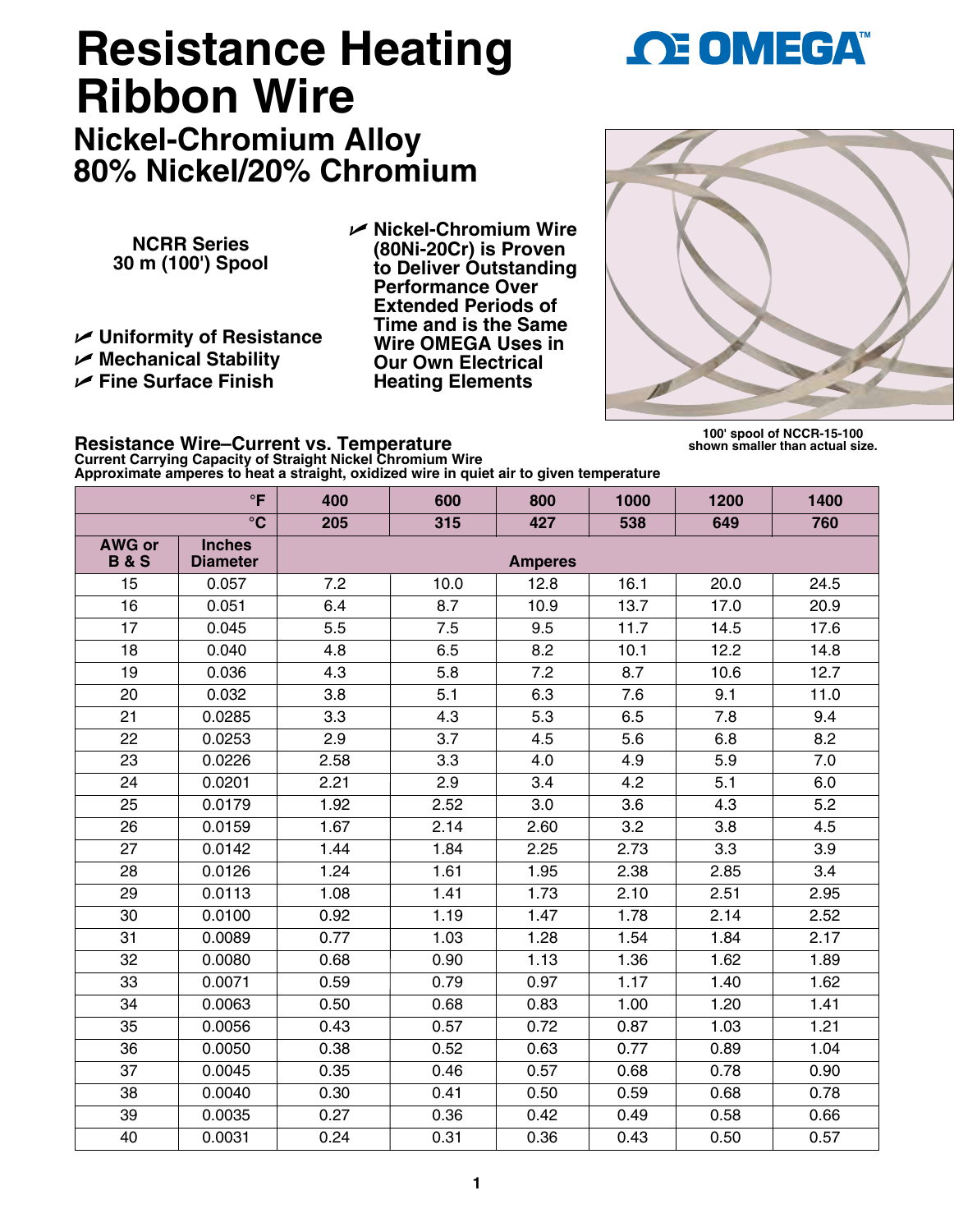# Resistance Heating Ribbon Wire

## Nickel-Chromium Alloy 80% Nickel/20% Chromium

**NCRR Series**
**30 m (100') Spool**

- **Uniformity of Resistance**
- **Mechanical Stability**
- **Fine Surface Finish**

- **Nickel-Chromium Wire (80Ni-20Cr) is Proven to Deliver Outstanding Performance Over Extended Periods of Time and is the Same Wire OMEGA Uses in Our Own Electrical Heating Elements**

100' spool of NCCR-15-100 shown smaller than actual size.

### Resistance Wire–Current vs. Temperature

**Current Carrying Capacity of Straight Nickel Chromium Wire**
**Approximate amperes to heat a straight, oxidized wire in quiet air to given temperature**

| | °F | 400 | 600 | 800 | 1000 | 1200 | 1400 |
|---|---|---|---|---|---|---|---|
| | °C | 205 | 315 | 427 | 538 | 649 | 760 |
| AWG or B & S | Inches Diameter | Amperes | | | | | |
| 15 | 0.057 | 7.2 | 10.0 | 12.8 | 16.1 | 20.0 | 24.5 |
| 16 | 0.051 | 6.4 | 8.7 | 10.9 | 13.7 | 17.0 | 20.9 |
| 17 | 0.045 | 5.5 | 7.5 | 9.5 | 11.7 | 14.5 | 17.6 |
| 18 | 0.040 | 4.8 | 6.5 | 8.2 | 10.1 | 12.2 | 14.8 |
| 19 | 0.036 | 4.3 | 5.8 | 7.2 | 8.7 | 10.6 | 12.7 |
| 20 | 0.032 | 3.8 | 5.1 | 6.3 | 7.6 | 9.1 | 11.0 |
| 21 | 0.0285 | 3.3 | 4.3 | 5.3 | 6.5 | 7.8 | 9.4 |
| 22 | 0.0253 | 2.9 | 3.7 | 4.5 | 5.6 | 6.8 | 8.2 |
| 23 | 0.0226 | 2.58 | 3.3 | 4.0 | 4.9 | 5.9 | 7.0 |
| 24 | 0.0201 | 2.21 | 2.9 | 3.4 | 4.2 | 5.1 | 6.0 |
| 25 | 0.0179 | 1.92 | 2.52 | 3.0 | 3.6 | 4.3 | 5.2 |
| 26 | 0.0159 | 1.67 | 2.14 | 2.60 | 3.2 | 3.8 | 4.5 |
| 27 | 0.0142 | 1.44 | 1.84 | 2.25 | 2.73 | 3.3 | 3.9 |
| 28 | 0.0126 | 1.24 | 1.61 | 1.95 | 2.38 | 2.85 | 3.4 |
| 29 | 0.0113 | 1.08 | 1.41 | 1.73 | 2.10 | 2.51 | 2.95 |
| 30 | 0.0100 | 0.92 | 1.19 | 1.47 | 1.78 | 2.14 | 2.52 |
| 31 | 0.0089 | 0.77 | 1.03 | 1.28 | 1.54 | 1.84 | 2.17 |
| 32 | 0.0080 | 0.68 | 0.90 | 1.13 | 1.36 | 1.62 | 1.89 |
| 33 | 0.0071 | 0.59 | 0.79 | 0.97 | 1.17 | 1.40 | 1.62 |
| 34 | 0.0063 | 0.50 | 0.68 | 0.83 | 1.00 | 1.20 | 1.41 |
| 35 | 0.0056 | 0.43 | 0.57 | 0.72 | 0.87 | 1.03 | 1.21 |
| 36 | 0.0050 | 0.38 | 0.52 | 0.63 | 0.77 | 0.89 | 1.04 |
| 37 | 0.0045 | 0.35 | 0.46 | 0.57 | 0.68 | 0.78 | 0.90 |
| 38 | 0.0040 | 0.30 | 0.41 | 0.50 | 0.59 | 0.68 | 0.78 |
| 39 | 0.0035 | 0.27 | 0.36 | 0.42 | 0.49 | 0.58 | 0.66 |
| 40 | 0.0031 | 0.24 | 0.31 | 0.36 | 0.43 | 0.50 | 0.57 |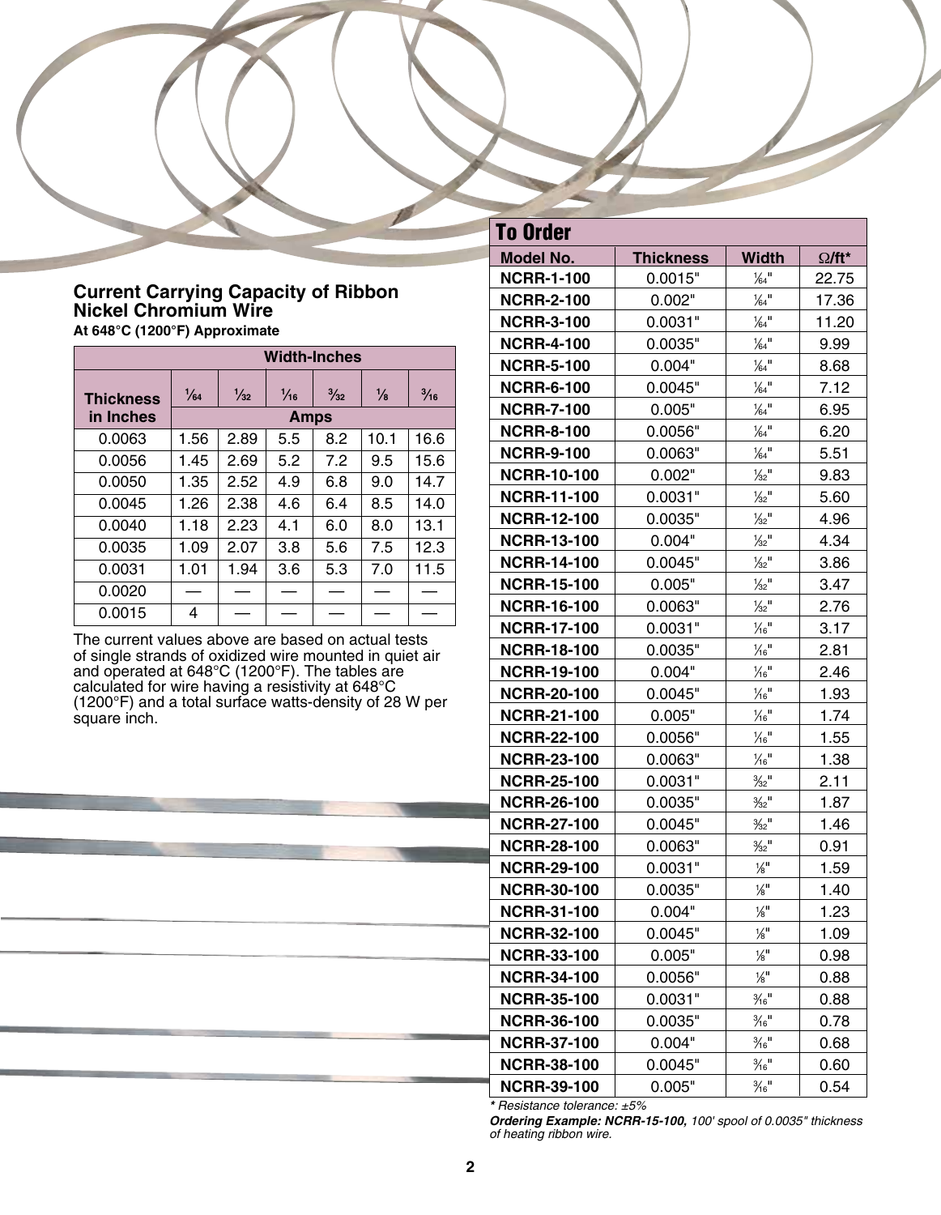## Current Carrying Capacity of Ribbon Nickel Chromium Wire

**At 648°C (1200°F) Approximate**

| Thickness in Inches | Width-Inches | | | | | |
|---|---|---|---|---|---|---|
| | 1/64 | 1/32 | 1/16 | 3/32 | 1/8 | 3/16 |
| | Amps | | | | | |
| 0.0063 | 1.56 | 2.89 | 5.5 | 8.2 | 10.1 | 16.6 |
| 0.0056 | 1.45 | 2.69 | 5.2 | 7.2 | 9.5 | 15.6 |
| 0.0050 | 1.35 | 2.52 | 4.9 | 6.8 | 9.0 | 14.7 |
| 0.0045 | 1.26 | 2.38 | 4.6 | 6.4 | 8.5 | 14.0 |
| 0.0040 | 1.18 | 2.23 | 4.1 | 6.0 | 8.0 | 13.1 |
| 0.0035 | 1.09 | 2.07 | 3.8 | 5.6 | 7.5 | 12.3 |
| 0.0031 | 1.01 | 1.94 | 3.6 | 5.3 | 7.0 | 11.5 |
| 0.0020 | — | — | — | — | — | — |
| 0.0015 | 4 | — | — | — | — | — |

The current values above are based on actual tests of single strands of oxidized wire mounted in quiet air and operated at 648°C (1200°F). The tables are calculated for wire having a resistivity at 648°C (1200°F) and a total surface watts-density of 28 W per square inch.

## To Order

| Model No. | Thickness | Width | Ω/ft* |
|---|---|---|---|
| **NCRR-1-100** | 0.0015" | 1/64" | 22.75 |
| **NCRR-2-100** | 0.002" | 1/64" | 17.36 |
| **NCRR-3-100** | 0.0031" | 1/64" | 11.20 |
| **NCRR-4-100** | 0.0035" | 1/64" | 9.99 |
| **NCRR-5-100** | 0.004" | 1/64" | 8.68 |
| **NCRR-6-100** | 0.0045" | 1/64" | 7.12 |
| **NCRR-7-100** | 0.005" | 1/64" | 6.95 |
| **NCRR-8-100** | 0.0056" | 1/64" | 6.20 |
| **NCRR-9-100** | 0.0063" | 1/64" | 5.51 |
| **NCRR-10-100** | 0.002" | 1/32" | 9.83 |
| **NCRR-11-100** | 0.0031" | 1/32" | 5.60 |
| **NCRR-12-100** | 0.0035" | 1/32" | 4.96 |
| **NCRR-13-100** | 0.004" | 1/32" | 4.34 |
| **NCRR-14-100** | 0.0045" | 1/32" | 3.86 |
| **NCRR-15-100** | 0.005" | 1/32" | 3.47 |
| **NCRR-16-100** | 0.0063" | 1/32" | 2.76 |
| **NCRR-17-100** | 0.0031" | 1/16" | 3.17 |
| **NCRR-18-100** | 0.0035" | 1/16" | 2.81 |
| **NCRR-19-100** | 0.004" | 1/16" | 2.46 |
| **NCRR-20-100** | 0.0045" | 1/16" | 1.93 |
| **NCRR-21-100** | 0.005" | 1/16" | 1.74 |
| **NCRR-22-100** | 0.0056" | 1/16" | 1.55 |
| **NCRR-23-100** | 0.0063" | 1/16" | 1.38 |
| **NCRR-25-100** | 0.0031" | 3/32" | 2.11 |
| **NCRR-26-100** | 0.0035" | 3/32" | 1.87 |
| **NCRR-27-100** | 0.0045" | 3/32" | 1.46 |
| **NCRR-28-100** | 0.0063" | 3/32" | 0.91 |
| **NCRR-29-100** | 0.0031" | 1/8" | 1.59 |
| **NCRR-30-100** | 0.0035" | 1/8" | 1.40 |
| **NCRR-31-100** | 0.004" | 1/8" | 1.23 |
| **NCRR-32-100** | 0.0045" | 1/8" | 1.09 |
| **NCRR-33-100** | 0.005" | 1/8" | 0.98 |
| **NCRR-34-100** | 0.0056" | 1/8" | 0.88 |
| **NCRR-35-100** | 0.0031" | 3/16" | 0.88 |
| **NCRR-36-100** | 0.0035" | 3/16" | 0.78 |
| **NCRR-37-100** | 0.004" | 3/16" | 0.68 |
| **NCRR-38-100** | 0.0045" | 3/16" | 0.60 |
| **NCRR-39-100** | 0.005" | 3/16" | 0.54 |

*\* Resistance tolerance: ±5%*

***Ordering Example: NCRR-15-100,*** *100' spool of 0.0035" thickness of heating ribbon wire.*